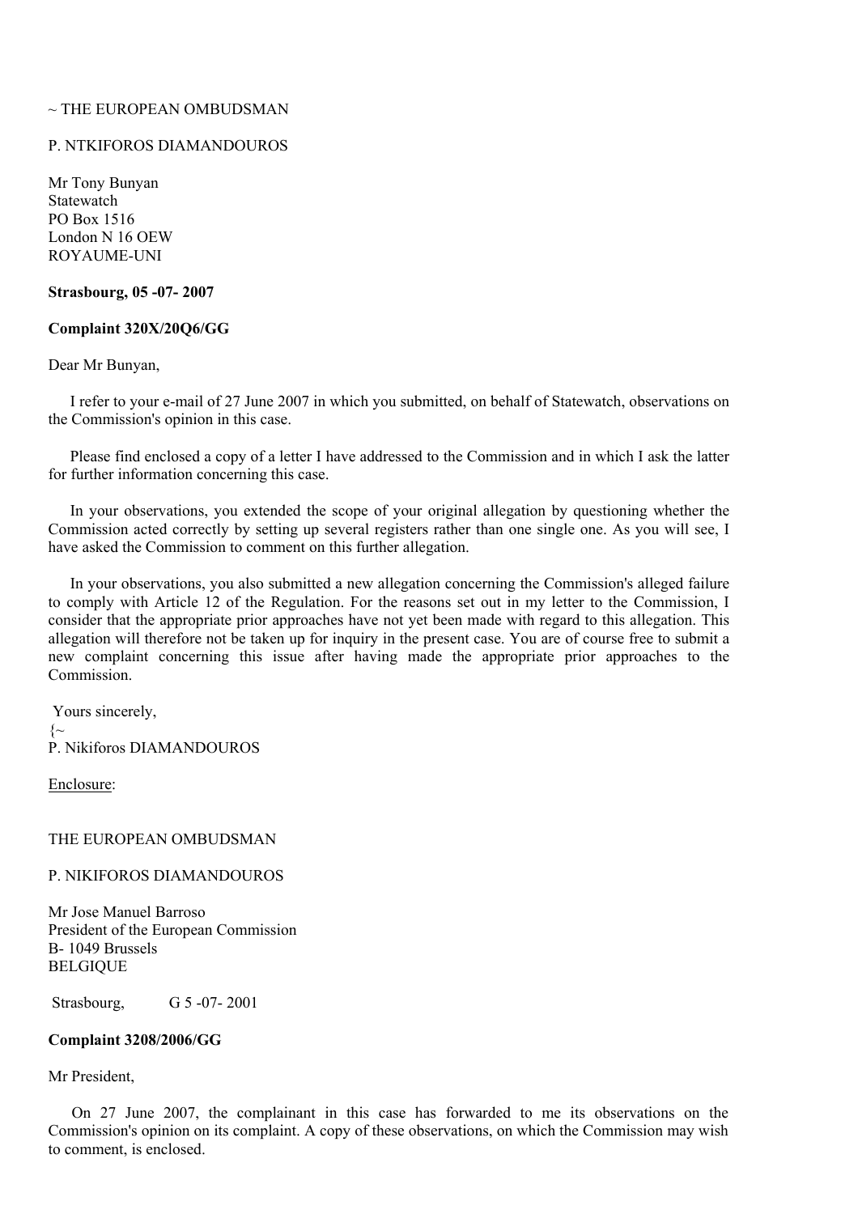~ THE EUROPEAN OMBUDSMAN

P. NTKIFOROS DIAMANDOUROS

Mr Tony Bunyan
Statewatch
PO Box 1516
London N 16 OEW
ROYAUME-UNI

**Strasbourg, 05 -07- 2007**

**Complaint 320X/20Q6/GG**

Dear Mr Bunyan,

I refer to your e-mail of 27 June 2007 in which you submitted, on behalf of Statewatch, observations on the Commission's opinion in this case.

Please find enclosed a copy of a letter I have addressed to the Commission and in which I ask the latter for further information concerning this case.

In your observations, you extended the scope of your original allegation by questioning whether the Commission acted correctly by setting up several registers rather than one single one. As you will see, I have asked the Commission to comment on this further allegation.

In your observations, you also submitted a new allegation concerning the Commission's alleged failure to comply with Article 12 of the Regulation. For the reasons set out in my letter to the Commission, I consider that the appropriate prior approaches have not yet been made with regard to this allegation. This allegation will therefore not be taken up for inquiry in the present case. You are of course free to submit a new complaint concerning this issue after having made the appropriate prior approaches to the Commission.

Yours sincerely,
{~
P. Nikiforos DIAMANDOUROS

Enclosure:

THE EUROPEAN OMBUDSMAN

P. NIKIFOROS DIAMANDOUROS

Mr Jose Manuel Barroso
President of the European Commission
B- 1049 Brussels
BELGIQUE

Strasbourg, G 5 -07- 2001

**Complaint 3208/2006/GG**

Mr President,

On 27 June 2007, the complainant in this case has forwarded to me its observations on the Commission's opinion on its complaint. A copy of these observations, on which the Commission may wish to comment, is enclosed.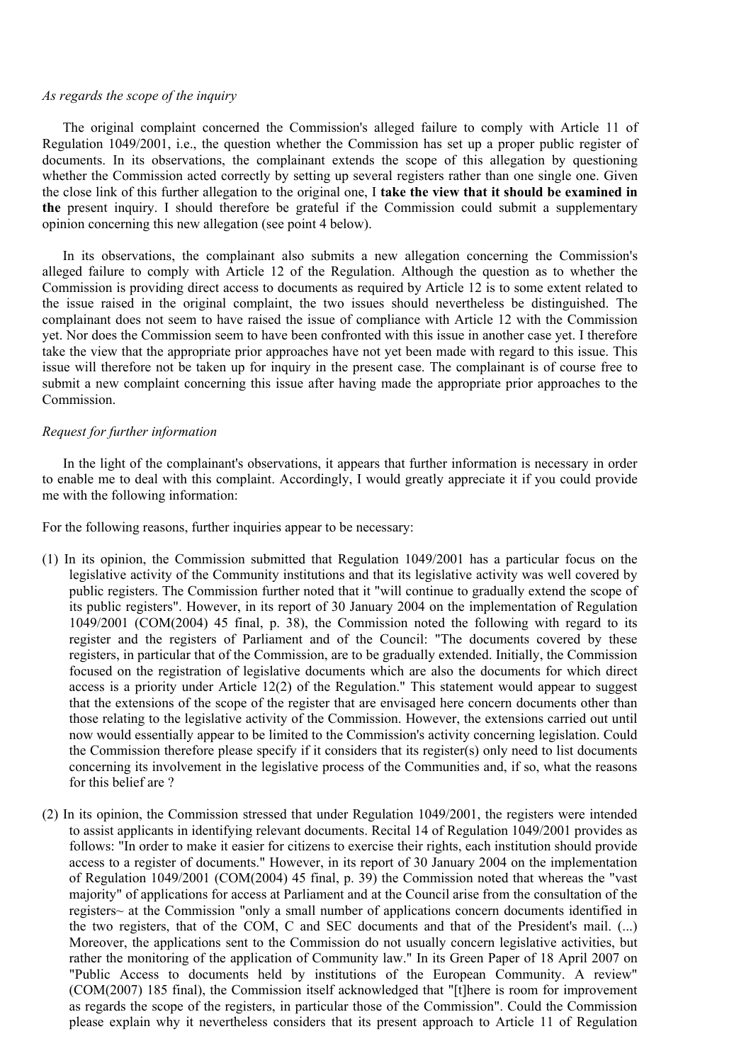*As regards the scope of the inquiry*

The original complaint concerned the Commission's alleged failure to comply with Article 11 of Regulation 1049/2001, i.e., the question whether the Commission has set up a proper public register of documents. In its observations, the complainant extends the scope of this allegation by questioning whether the Commission acted correctly by setting up several registers rather than one single one. Given the close link of this further allegation to the original one, I **take the view that it should be examined in the** present inquiry. I should therefore be grateful if the Commission could submit a supplementary opinion concerning this new allegation (see point 4 below).

In its observations, the complainant also submits a new allegation concerning the Commission's alleged failure to comply with Article 12 of the Regulation. Although the question as to whether the Commission is providing direct access to documents as required by Article 12 is to some extent related to the issue raised in the original complaint, the two issues should nevertheless be distinguished. The complainant does not seem to have raised the issue of compliance with Article 12 with the Commission yet. Nor does the Commission seem to have been confronted with this issue in another case yet. I therefore take the view that the appropriate prior approaches have not yet been made with regard to this issue. This issue will therefore not be taken up for inquiry in the present case. The complainant is of course free to submit a new complaint concerning this issue after having made the appropriate prior approaches to the Commission.

*Request for further information*

In the light of the complainant's observations, it appears that further information is necessary in order to enable me to deal with this complaint. Accordingly, I would greatly appreciate it if you could provide me with the following information:

For the following reasons, further inquiries appear to be necessary:

(1) In its opinion, the Commission submitted that Regulation 1049/2001 has a particular focus on the legislative activity of the Community institutions and that its legislative activity was well covered by public registers. The Commission further noted that it "will continue to gradually extend the scope of its public registers". However, in its report of 30 January 2004 on the implementation of Regulation 1049/2001 (COM(2004) 45 final, p. 38), the Commission noted the following with regard to its register and the registers of Parliament and of the Council: "The documents covered by these registers, in particular that of the Commission, are to be gradually extended. Initially, the Commission focused on the registration of legislative documents which are also the documents for which direct access is a priority under Article 12(2) of the Regulation." This statement would appear to suggest that the extensions of the scope of the register that are envisaged here concern documents other than those relating to the legislative activity of the Commission. However, the extensions carried out until now would essentially appear to be limited to the Commission's activity concerning legislation. Could the Commission therefore please specify if it considers that its register(s) only need to list documents concerning its involvement in the legislative process of the Communities and, if so, what the reasons for this belief are ?

(2) In its opinion, the Commission stressed that under Regulation 1049/2001, the registers were intended to assist applicants in identifying relevant documents. Recital 14 of Regulation 1049/2001 provides as follows: "In order to make it easier for citizens to exercise their rights, each institution should provide access to a register of documents." However, in its report of 30 January 2004 on the implementation of Regulation 1049/2001 (COM(2004) 45 final, p. 39) the Commission noted that whereas the "vast majority" of applications for access at Parliament and at the Council arise from the consultation of the registers~ at the Commission "only a small number of applications concern documents identified in the two registers, that of the COM, C and SEC documents and that of the President's mail. (...) Moreover, the applications sent to the Commission do not usually concern legislative activities, but rather the monitoring of the application of Community law." In its Green Paper of 18 April 2007 on "Public Access to documents held by institutions of the European Community. A review" (COM(2007) 185 final), the Commission itself acknowledged that "[t]here is room for improvement as regards the scope of the registers, in particular those of the Commission". Could the Commission please explain why it nevertheless considers that its present approach to Article 11 of Regulation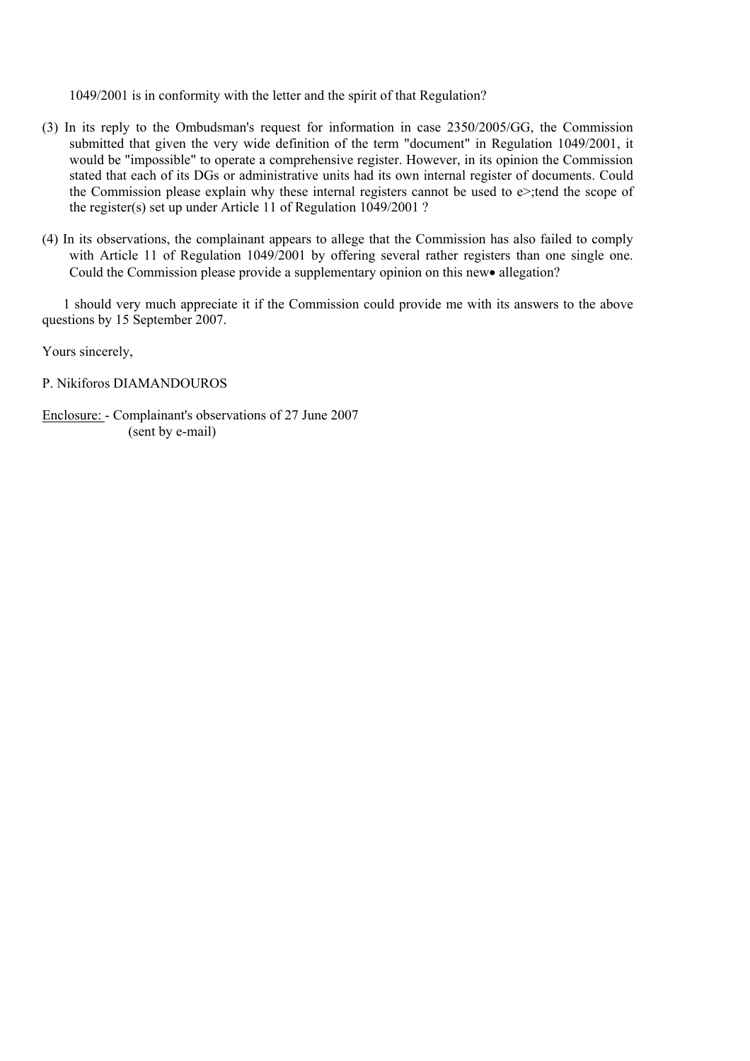1049/2001 is in conformity with the letter and the spirit of that Regulation?

(3) In its reply to the Ombudsman's request for information in case 2350/2005/GG, the Commission submitted that given the very wide definition of the term "document" in Regulation 1049/2001, it would be "impossible" to operate a comprehensive register. However, in its opinion the Commission stated that each of its DGs or administrative units had its own internal register of documents. Could the Commission please explain why these internal registers cannot be used to e>;tend the scope of the register(s) set up under Article 11 of Regulation 1049/2001 ?

(4) In its observations, the complainant appears to allege that the Commission has also failed to comply with Article 11 of Regulation 1049/2001 by offering several rather registers than one single one. Could the Commission please provide a supplementary opinion on this new• allegation?

1 should very much appreciate it if the Commission could provide me with its answers to the above questions by 15 September 2007.

Yours sincerely,

P. Nikiforos DIAMANDOUROS

Enclosure: - Complainant's observations of 27 June 2007
(sent by e-mail)